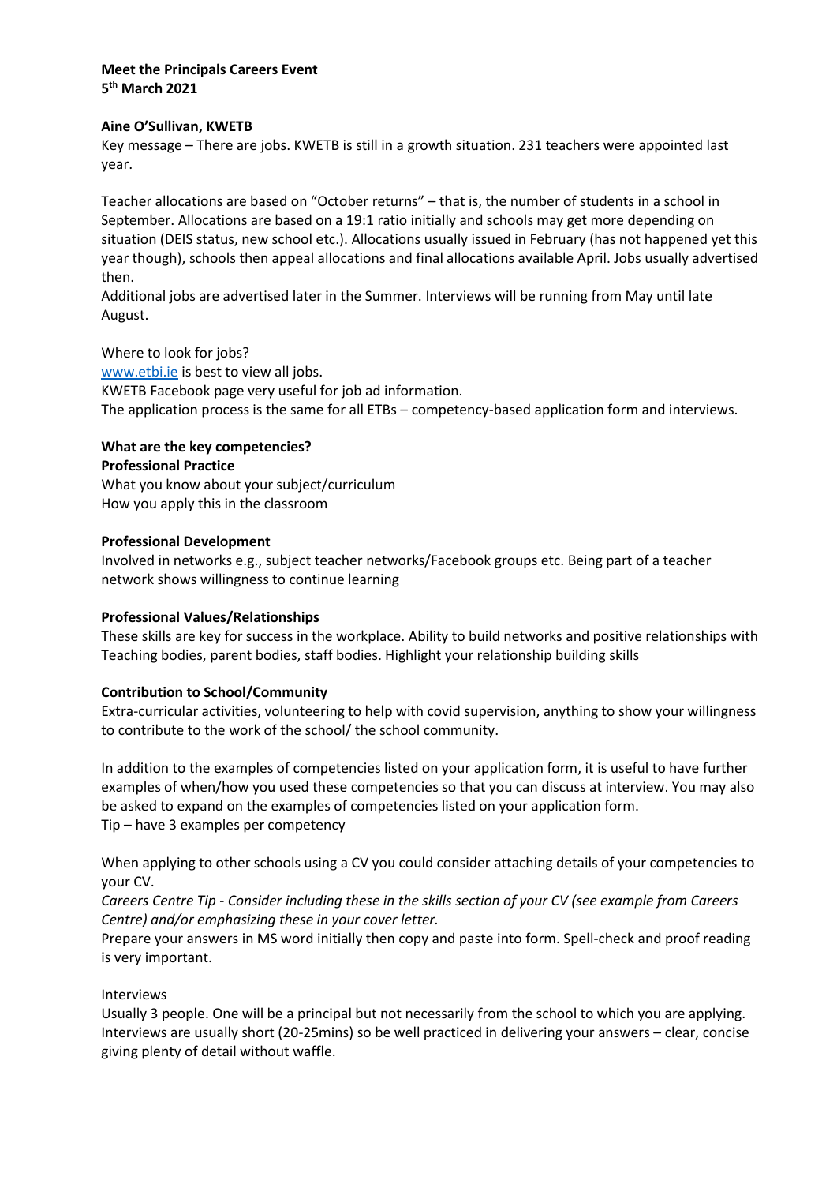**Meet the Principals Careers Event**
**5th March 2021**

**Aine O'Sullivan, KWETB**

Key message – There are jobs. KWETB is still in a growth situation. 231 teachers were appointed last year.

Teacher allocations are based on "October returns" – that is, the number of students in a school in September. Allocations are based on a 19:1 ratio initially and schools may get more depending on situation (DEIS status, new school etc.). Allocations usually issued in February (has not happened yet this year though), schools then appeal allocations and final allocations available April. Jobs usually advertised then.

Additional jobs are advertised later in the Summer. Interviews will be running from May until late August.

Where to look for jobs?

[www.etbi.ie](www.etbi.ie) is best to view all jobs.

KWETB Facebook page very useful for job ad information.

The application process is the same for all ETBs – competency-based application form and interviews.

**What are the key competencies?**

**Professional Practice**

What you know about your subject/curriculum

How you apply this in the classroom

**Professional Development**

Involved in networks e.g., subject teacher networks/Facebook groups etc. Being part of a teacher network shows willingness to continue learning

**Professional Values/Relationships**

These skills are key for success in the workplace. Ability to build networks and positive relationships with Teaching bodies, parent bodies, staff bodies. Highlight your relationship building skills

**Contribution to School/Community**

Extra-curricular activities, volunteering to help with covid supervision, anything to show your willingness to contribute to the work of the school/ the school community.

In addition to the examples of competencies listed on your application form, it is useful to have further examples of when/how you used these competencies so that you can discuss at interview. You may also be asked to expand on the examples of competencies listed on your application form.

Tip – have 3 examples per competency

When applying to other schools using a CV you could consider attaching details of your competencies to your CV.

*Careers Centre Tip - Consider including these in the skills section of your CV (see example from Careers Centre) and/or emphasizing these in your cover letter.*

Prepare your answers in MS word initially then copy and paste into form. Spell-check and proof reading is very important.

Interviews

Usually 3 people. One will be a principal but not necessarily from the school to which you are applying. Interviews are usually short (20-25mins) so be well practiced in delivering your answers – clear, concise giving plenty of detail without waffle.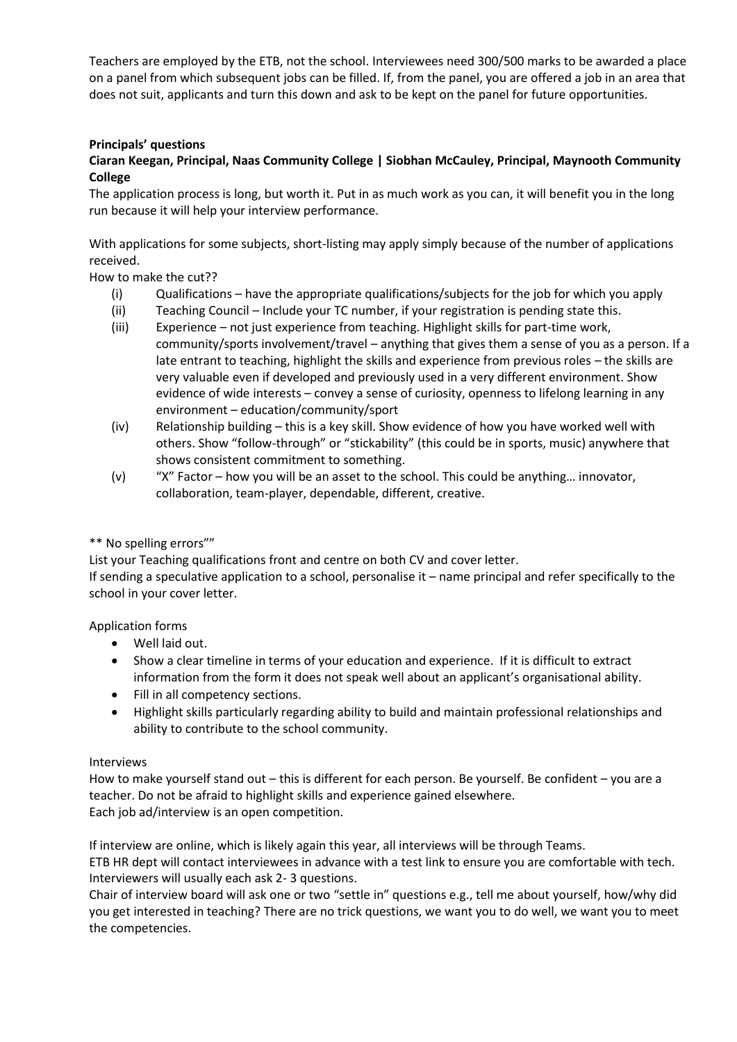Teachers are employed by the ETB, not the school. Interviewees need 300/500 marks to be awarded a place on a panel from which subsequent jobs can be filled. If, from the panel, you are offered a job in an area that does not suit, applicants and turn this down and ask to be kept on the panel for future opportunities.

**Principals' questions**

**Ciaran Keegan, Principal, Naas Community College | Siobhan McCauley, Principal, Maynooth Community College**

The application process is long, but worth it. Put in as much work as you can, it will benefit you in the long run because it will help your interview performance.

With applications for some subjects, short-listing may apply simply because of the number of applications received.

How to make the cut??

(i) Qualifications – have the appropriate qualifications/subjects for the job for which you apply
(ii) Teaching Council – Include your TC number, if your registration is pending state this.
(iii) Experience – not just experience from teaching. Highlight skills for part-time work, community/sports involvement/travel – anything that gives them a sense of you as a person. If a late entrant to teaching, highlight the skills and experience from previous roles – the skills are very valuable even if developed and previously used in a very different environment. Show evidence of wide interests – convey a sense of curiosity, openness to lifelong learning in any environment – education/community/sport
(iv) Relationship building – this is a key skill. Show evidence of how you have worked well with others. Show "follow-through" or "stickability" (this could be in sports, music) anywhere that shows consistent commitment to something.
(v) "X" Factor – how you will be an asset to the school. This could be anything… innovator, collaboration, team-player, dependable, different, creative.

** No spelling errors""

List your Teaching qualifications front and centre on both CV and cover letter.

If sending a speculative application to a school, personalise it – name principal and refer specifically to the school in your cover letter.

Application forms

- Well laid out.
- Show a clear timeline in terms of your education and experience. If it is difficult to extract information from the form it does not speak well about an applicant's organisational ability.
- Fill in all competency sections.
- Highlight skills particularly regarding ability to build and maintain professional relationships and ability to contribute to the school community.

Interviews

How to make yourself stand out – this is different for each person. Be yourself. Be confident – you are a teacher. Do not be afraid to highlight skills and experience gained elsewhere.

Each job ad/interview is an open competition.

If interview are online, which is likely again this year, all interviews will be through Teams.

ETB HR dept will contact interviewees in advance with a test link to ensure you are comfortable with tech.

Interviewers will usually each ask 2- 3 questions.

Chair of interview board will ask one or two "settle in" questions e.g., tell me about yourself, how/why did you get interested in teaching? There are no trick questions, we want you to do well, we want you to meet the competencies.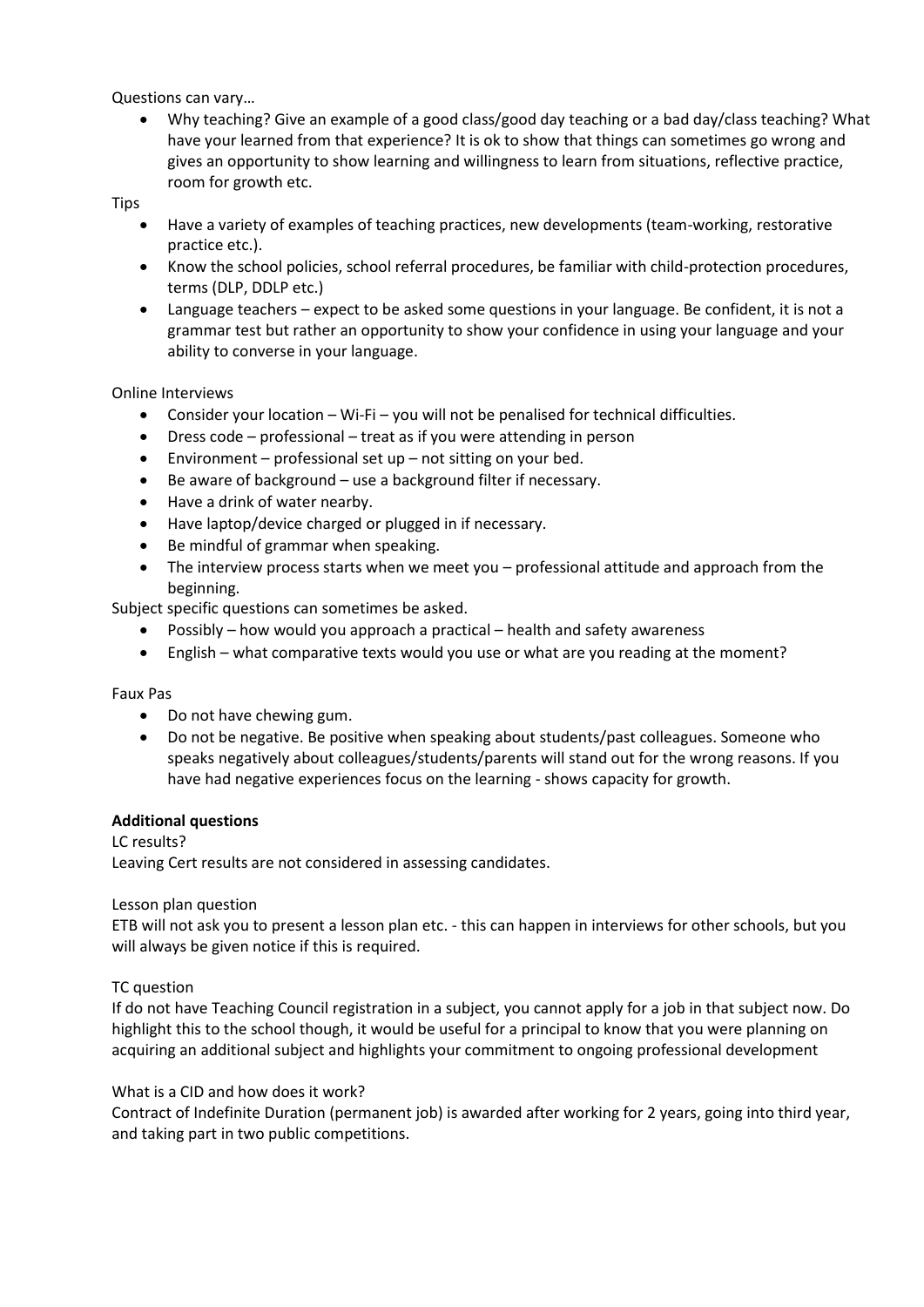Questions can vary…

- Why teaching? Give an example of a good class/good day teaching or a bad day/class teaching? What have your learned from that experience? It is ok to show that things can sometimes go wrong and gives an opportunity to show learning and willingness to learn from situations, reflective practice, room for growth etc.

Tips

- Have a variety of examples of teaching practices, new developments (team-working, restorative practice etc.).
- Know the school policies, school referral procedures, be familiar with child-protection procedures, terms (DLP, DDLP etc.)
- Language teachers – expect to be asked some questions in your language. Be confident, it is not a grammar test but rather an opportunity to show your confidence in using your language and your ability to converse in your language.

Online Interviews

- Consider your location – Wi-Fi – you will not be penalised for technical difficulties.
- Dress code – professional – treat as if you were attending in person
- Environment – professional set up – not sitting on your bed.
- Be aware of background – use a background filter if necessary.
- Have a drink of water nearby.
- Have laptop/device charged or plugged in if necessary.
- Be mindful of grammar when speaking.
- The interview process starts when we meet you – professional attitude and approach from the beginning.

Subject specific questions can sometimes be asked.

- Possibly – how would you approach a practical – health and safety awareness
- English – what comparative texts would you use or what are you reading at the moment?

Faux Pas

- Do not have chewing gum.
- Do not be negative. Be positive when speaking about students/past colleagues. Someone who speaks negatively about colleagues/students/parents will stand out for the wrong reasons. If you have had negative experiences focus on the learning - shows capacity for growth.

**Additional questions**

LC results?

Leaving Cert results are not considered in assessing candidates.

Lesson plan question

ETB will not ask you to present a lesson plan etc. - this can happen in interviews for other schools, but you will always be given notice if this is required.

TC question

If do not have Teaching Council registration in a subject, you cannot apply for a job in that subject now. Do highlight this to the school though, it would be useful for a principal to know that you were planning on acquiring an additional subject and highlights your commitment to ongoing professional development

What is a CID and how does it work?

Contract of Indefinite Duration (permanent job) is awarded after working for 2 years, going into third year, and taking part in two public competitions.